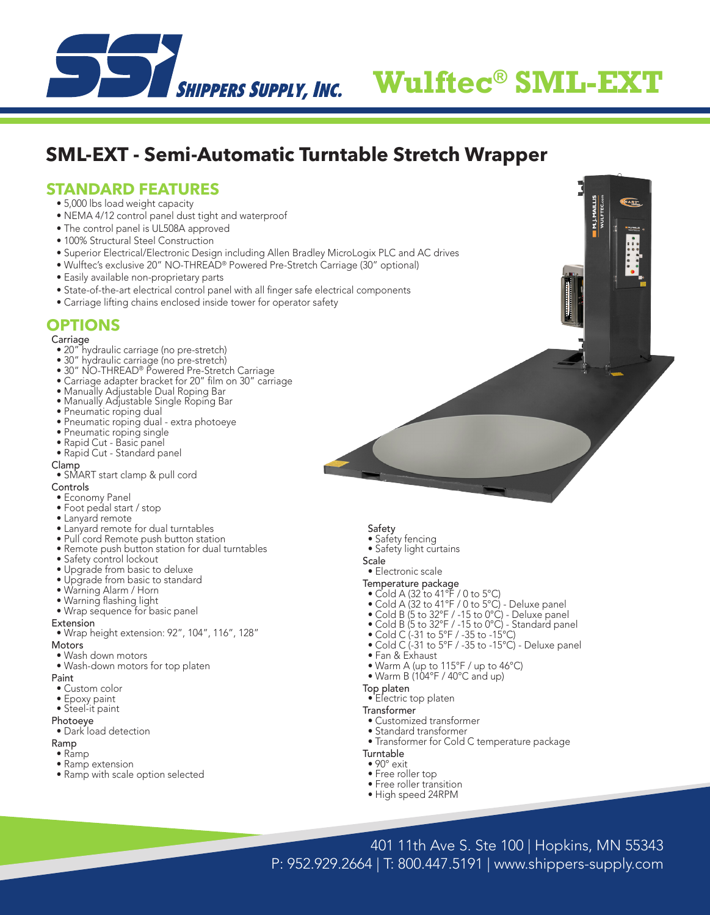# Wulftec® SML-EXT

Shippers Supply, Inc.

## SML-EXT - Semi-Automatic Turntable Stretch Wrapper

### STANDARD FEATURES

- 5,000 lbs load weight capacity
- NEMA 4/12 control panel dust tight and waterproof
- The control panel is UL508A approved
- 100% Structural Steel Construction
- Superior Electrical/Electronic Design including Allen Bradley MicroLogix PLC and AC drives
- Wulftec's exclusive 20" NO-THREAD® Powered Pre-Stretch Carriage (30" optional)
- Easily available non-proprietary parts
- State-of-the-art electrical control panel with all finger safe electrical components
- Carriage lifting chains enclosed inside tower for operator safety

### OPTIONS

Carriage
- 20" hydraulic carriage (no pre-stretch)
- 30" hydraulic carriage (no pre-stretch)
- 30" NO-THREAD® Powered Pre-Stretch Carriage
- Carriage adapter bracket for 20" film on 30" carriage
- Manually Adjustable Dual Roping Bar
- Manually Adjustable Single Roping Bar
- Pneumatic roping dual
- Pneumatic roping dual - extra photoeye
- Pneumatic roping single
- Rapid Cut - Basic panel
- Rapid Cut - Standard panel

Clamp
- SMART start clamp & pull cord

Controls
- Economy Panel
- Foot pedal start / stop
- Lanyard remote
- Lanyard remote for dual turntables
- Pull cord Remote push button station
- Remote push button station for dual turntables
- Safety control lockout
- Upgrade from basic to deluxe
- Upgrade from basic to standard
- Warning Alarm / Horn
- Warning flashing light
- Wrap sequence for basic panel

Extension
- Wrap height extension: 92", 104", 116", 128"

Motors
- Wash down motors
- Wash-down motors for top platen

Paint
- Custom color
- Epoxy paint
- Steel-it paint

Photoeye
- Dark load detection

Ramp
- Ramp
- Ramp extension
- Ramp with scale option selected

Safety
- Safety fencing
- Safety light curtains

Scale
- Electronic scale

Temperature package
- Cold A (32 to 41°F / 0 to 5°C)
- Cold A (32 to 41°F / 0 to 5°C) - Deluxe panel
- Cold B (5 to 32°F / -15 to 0°C) - Deluxe panel
- Cold B (5 to 32°F / -15 to 0°C) - Standard panel
- Cold C (-31 to 5°F / -35 to -15°C)
- Cold C (-31 to 5°F / -35 to -15°C) - Deluxe panel
- Fan & Exhaust
- Warm A (up to 115°F / up to 46°C)
- Warm B (104°F / 40°C and up)

Top platen
- Electric top platen

Transformer
- Customized transformer
- Standard transformer
- Transformer for Cold C temperature package

Turntable
- 90° exit
- Free roller top
- Free roller transition
- High speed 24RPM

401 11th Ave S. Ste 100 | Hopkins, MN 55343
P: 952.929.2664 | T: 800.447.5191 | www.shippers-supply.com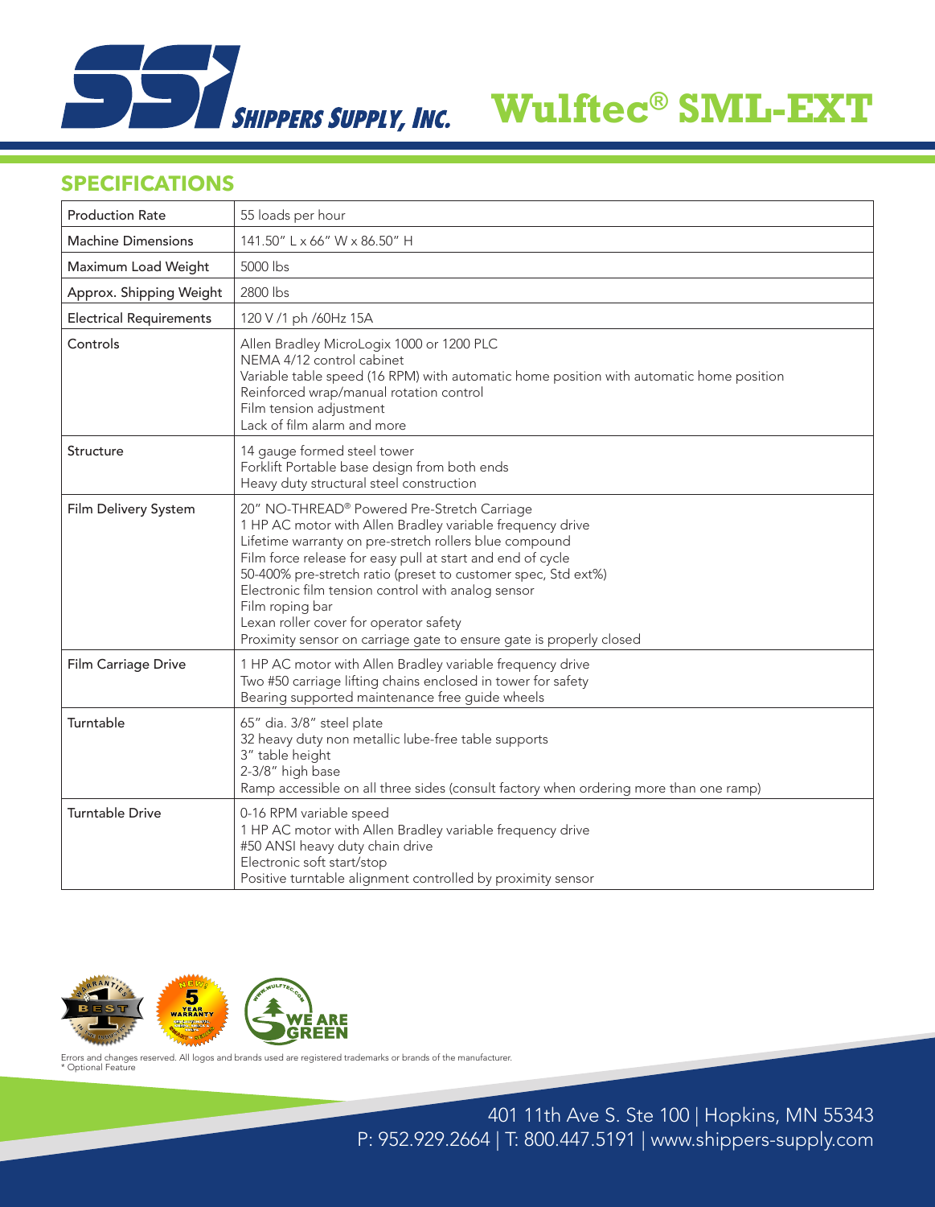# Wulftec® SML-EXT

## SPECIFICATIONS

| | |
|---|---|
| Production Rate | 55 loads per hour |
| Machine Dimensions | 141.50" L x 66" W x 86.50" H |
| Maximum Load Weight | 5000 lbs |
| Approx. Shipping Weight | 2800 lbs |
| Electrical Requirements | 120 V /1 ph /60Hz 15A |
| Controls | Allen Bradley MicroLogix 1000 or 1200 PLC<br>NEMA 4/12 control cabinet<br>Variable table speed (16 RPM) with automatic home position with automatic home position<br>Reinforced wrap/manual rotation control<br>Film tension adjustment<br>Lack of film alarm and more |
| Structure | 14 gauge formed steel tower<br>Forklift Portable base design from both ends<br>Heavy duty structural steel construction |
| Film Delivery System | 20" NO-THREAD® Powered Pre-Stretch Carriage<br>1 HP AC motor with Allen Bradley variable frequency drive<br>Lifetime warranty on pre-stretch rollers blue compound<br>Film force release for easy pull at start and end of cycle<br>50-400% pre-stretch ratio (preset to customer spec, Std ext%)<br>Electronic film tension control with analog sensor<br>Film roping bar<br>Lexan roller cover for operator safety<br>Proximity sensor on carriage gate to ensure gate is properly closed |
| Film Carriage Drive | 1 HP AC motor with Allen Bradley variable frequency drive<br>Two #50 carriage lifting chains enclosed in tower for safety<br>Bearing supported maintenance free guide wheels |
| Turntable | 65" dia. 3/8" steel plate<br>32 heavy duty non metallic lube-free table supports<br>3" table height<br>2-3/8" high base<br>Ramp accessible on all three sides (consult factory when ordering more than one ramp) |
| Turntable Drive | 0-16 RPM variable speed<br>1 HP AC motor with Allen Bradley variable frequency drive<br>#50 ANSI heavy duty chain drive<br>Electronic soft start/stop<br>Positive turntable alignment controlled by proximity sensor |

Errors and changes reserved. All logos and brands used are registered trademarks or brands of the manufacturer.
* Optional Feature

401 11th Ave S. Ste 100 | Hopkins, MN 55343
P: 952.929.2664 | T: 800.447.5191 | www.shippers-supply.com